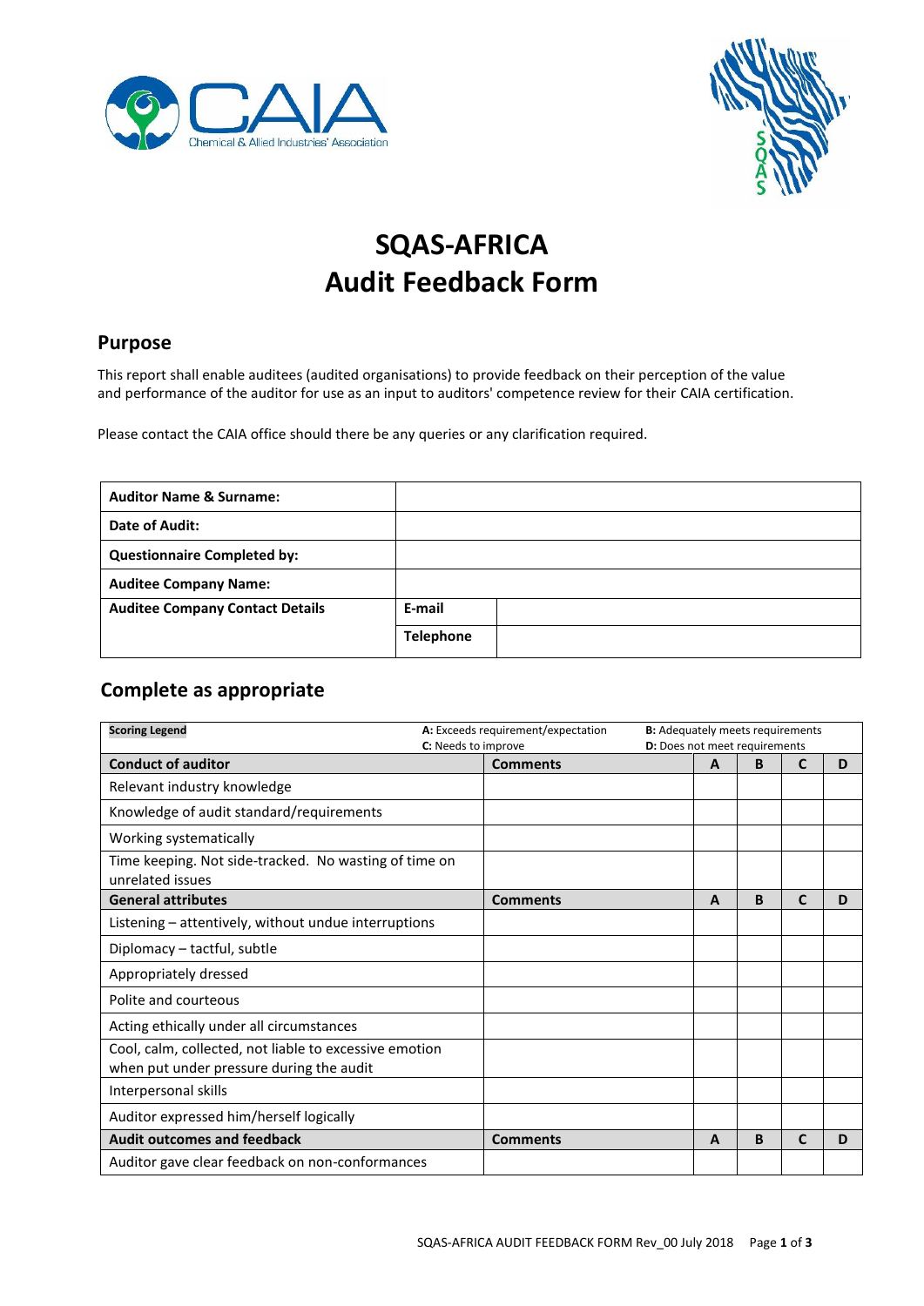# SQAS-AFRICA
# Audit Feedback Form

## Purpose

This report shall enable auditees (audited organisations) to provide feedback on their perception of the value and performance of the auditor for use as an input to auditors' competence review for their CAIA certification.

Please contact the CAIA office should there be any queries or any clarification required.

| **Auditor Name & Surname:** | | |
|---|---|---|
| **Date of Audit:** | | |
| **Questionnaire Completed by:** | | |
| **Auditee Company Name:** | | |
| **Auditee Company Contact Details** | **E-mail** | |
| | **Telephone** | |

## Complete as appropriate

**Scoring Legend** — **A:** Exceeds requirement/expectation; **B:** Adequately meets requirements; **C:** Needs to improve; **D:** Does not meet requirements

| **Conduct of auditor** | **Comments** | **A** | **B** | **C** | **D** |
|---|---|---|---|---|---|
| Relevant industry knowledge | | | | | |
| Knowledge of audit standard/requirements | | | | | |
| Working systematically | | | | | |
| Time keeping. Not side-tracked. No wasting of time on unrelated issues | | | | | |
| **General attributes** | **Comments** | **A** | **B** | **C** | **D** |
| Listening – attentively, without undue interruptions | | | | | |
| Diplomacy – tactful, subtle | | | | | |
| Appropriately dressed | | | | | |
| Polite and courteous | | | | | |
| Acting ethically under all circumstances | | | | | |
| Cool, calm, collected, not liable to excessive emotion when put under pressure during the audit | | | | | |
| Interpersonal skills | | | | | |
| Auditor expressed him/herself logically | | | | | |
| **Audit outcomes and feedback** | **Comments** | **A** | **B** | **C** | **D** |
| Auditor gave clear feedback on non-conformances | | | | | |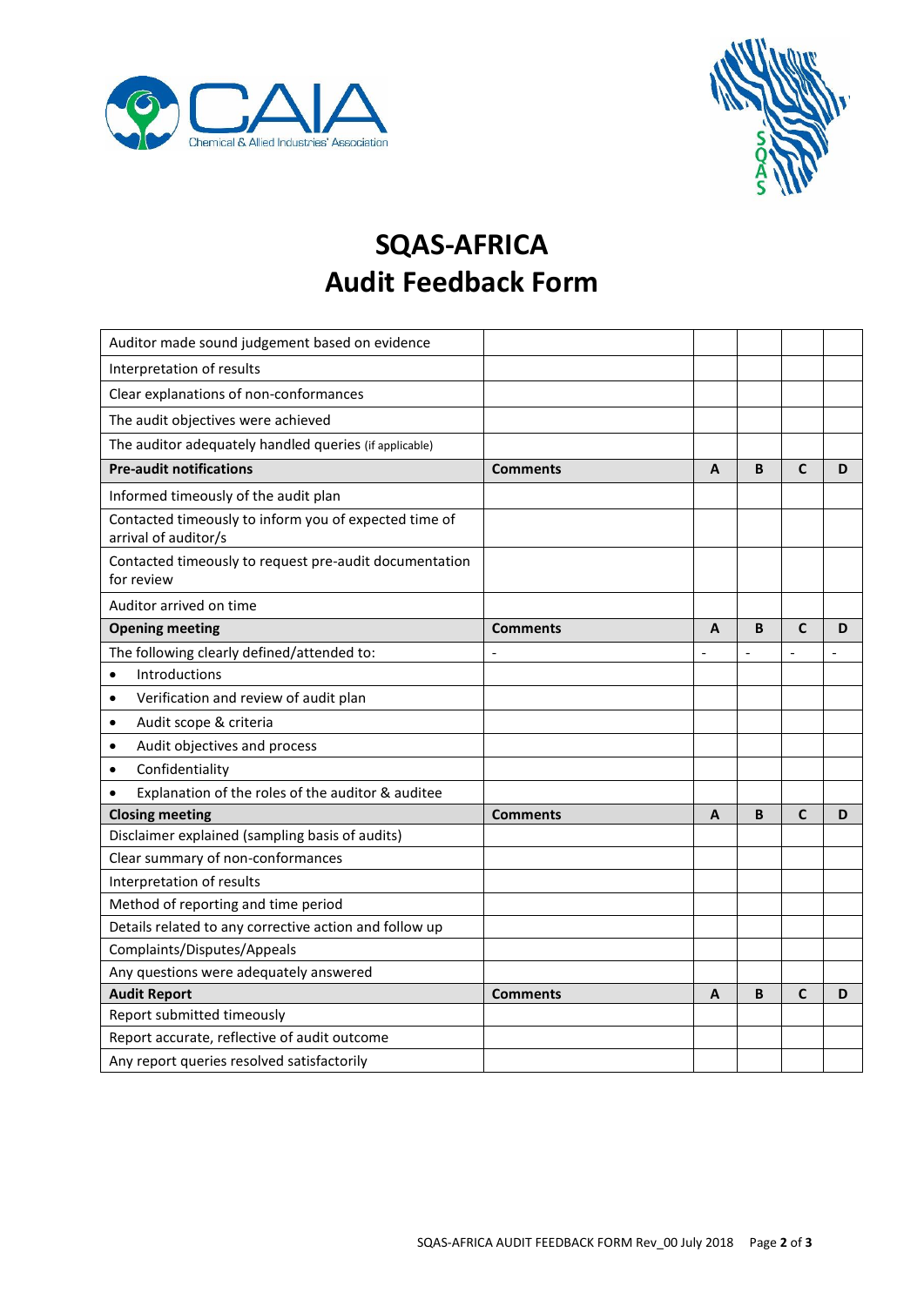# SQAS-AFRICA
# Audit Feedback Form

| Auditor made sound judgement based on evidence | | | | | |
|---|---|---|---|---|---|
| Interpretation of results | | | | | |
| Clear explanations of non-conformances | | | | | |
| The audit objectives were achieved | | | | | |
| The auditor adequately handled queries (if applicable) | | | | | |
| **Pre-audit notifications** | **Comments** | **A** | **B** | **C** | **D** |
| Informed timeously of the audit plan | | | | | |
| Contacted timeously to inform you of expected time of arrival of auditor/s | | | | | |
| Contacted timeously to request pre-audit documentation for review | | | | | |
| Auditor arrived on time | | | | | |
| **Opening meeting** | **Comments** | **A** | **B** | **C** | **D** |
| The following clearly defined/attended to: | - | - | - | - | - |
| • Introductions | | | | | |
| • Verification and review of audit plan | | | | | |
| • Audit scope & criteria | | | | | |
| • Audit objectives and process | | | | | |
| • Confidentiality | | | | | |
| • Explanation of the roles of the auditor & auditee | | | | | |
| **Closing meeting** | **Comments** | **A** | **B** | **C** | **D** |
| Disclaimer explained (sampling basis of audits) | | | | | |
| Clear summary of non-conformances | | | | | |
| Interpretation of results | | | | | |
| Method of reporting and time period | | | | | |
| Details related to any corrective action and follow up | | | | | |
| Complaints/Disputes/Appeals | | | | | |
| Any questions were adequately answered | | | | | |
| **Audit Report** | **Comments** | **A** | **B** | **C** | **D** |
| Report submitted timeously | | | | | |
| Report accurate, reflective of audit outcome | | | | | |
| Any report queries resolved satisfactorily | | | | | |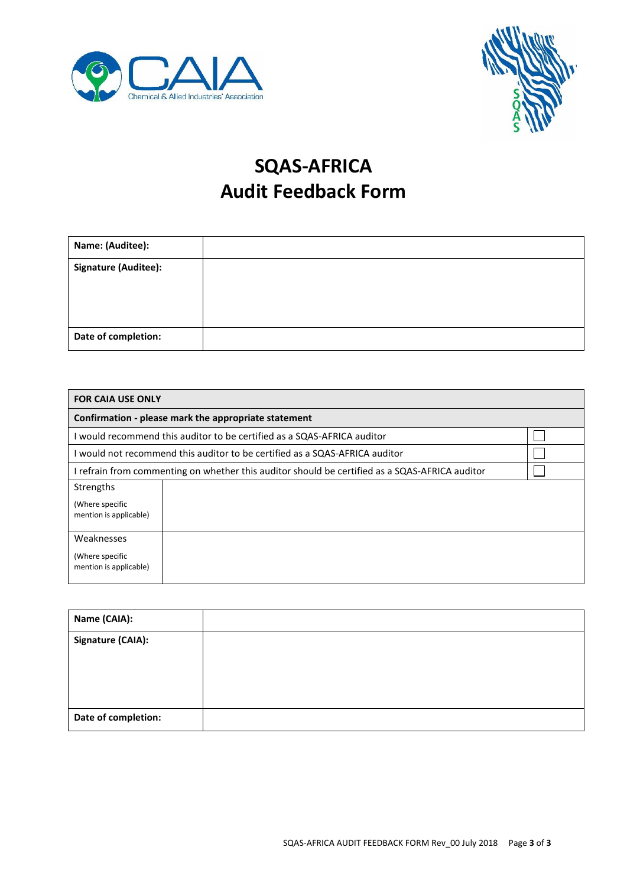# SQAS-AFRICA
# Audit Feedback Form

| | |
|---|---|
| **Name: (Auditee):** | |
| **Signature (Auditee):** | |
| **Date of completion:** | |

| **FOR CAIA USE ONLY** | | |
|---|---|---|
| **Confirmation - please mark the appropriate statement** | | |
| I would recommend this auditor to be certified as a SQAS-AFRICA auditor | | ☐ |
| I would not recommend this auditor to be certified as a SQAS-AFRICA auditor | | ☐ |
| I refrain from commenting on whether this auditor should be certified as a SQAS-AFRICA auditor | | ☐ |
| Strengths<br>(Where specific mention is applicable) | | |
| Weaknesses<br>(Where specific mention is applicable) | | |

| | |
|---|---|
| **Name (CAIA):** | |
| **Signature (CAIA):** | |
| **Date of completion:** | |